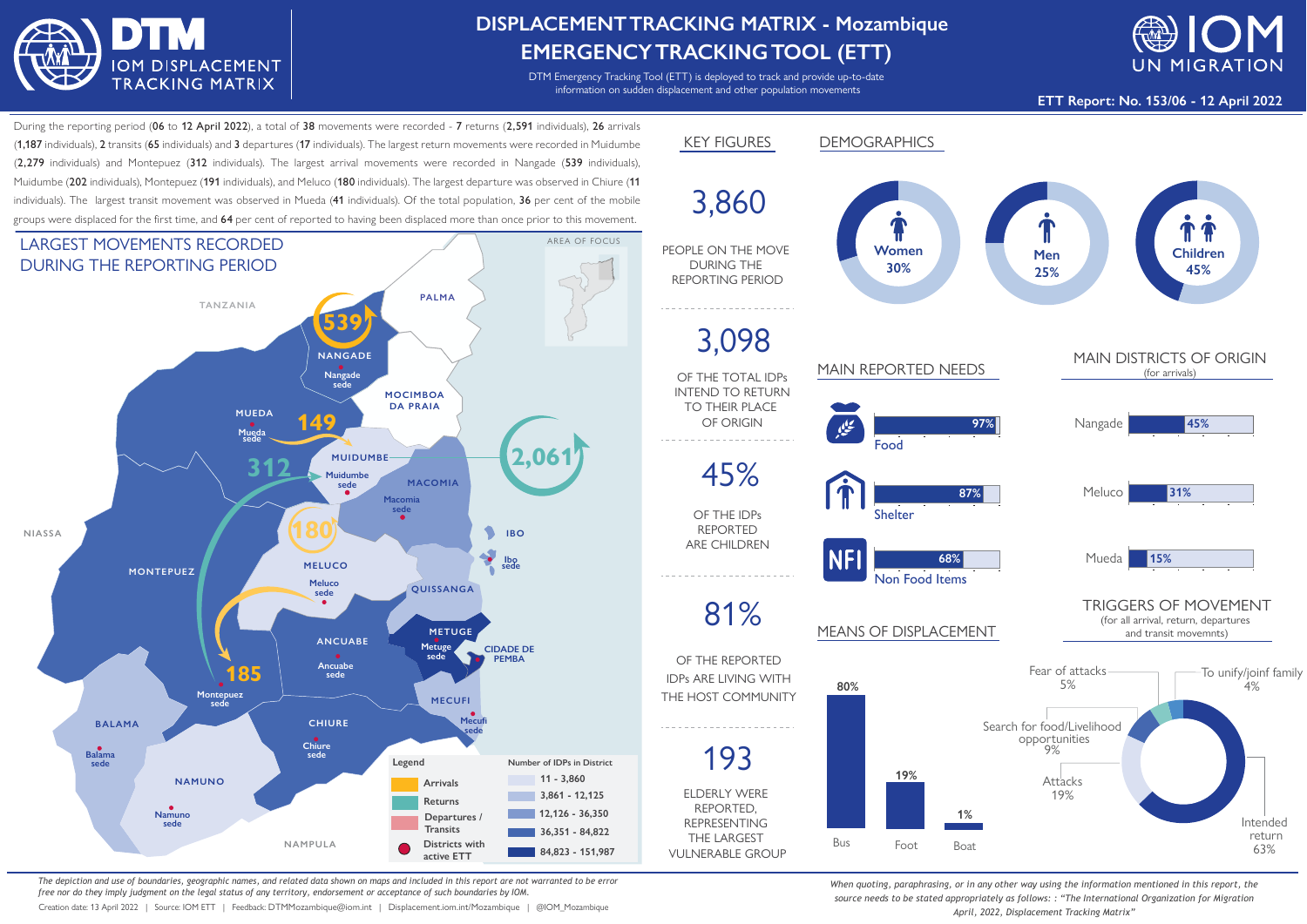# DISPLACEMENT TRACKING MATRIX - Mozambique
# EMERGENCY TRACKING TOOL (ETT)

DTM Emergency Tracking Tool (ETT) is deployed to track and provide up-to-date information on sudden displacement and other population movements

**ETT Report: No. 153/06 - 12 April 2022**

During the reporting period (**06** to **12 April 2022**), a total of **38** movements were recorded - **7** returns (**2,591** individuals), **26** arrivals (**1,187** individuals), **2** transits (**65** individuals) and **3** departures (**17** individuals). The largest return movements were recorded in Muidumbe (**2,279** individuals) and Montepuez (**312** individuals). The largest arrival movements were recorded in Nangade (**539** individuals), Muidumbe (**202** individuals), Montepuez (**191** individuals), and Meluco (**180** individuals). The largest departure was observed in Chiure (**11** individuals). The largest transit movement was observed in Mueda (**41** individuals). Of the total population, **36** per cent of the mobile groups were displaced for the first time, and **64** per cent of reported to having been displaced more than once prior to this movement.

## LARGEST MOVEMENTS RECORDED DURING THE REPORTING PERIOD

Map labels: Tanzania, Area of focus, Palma, Nangade (Nangade sede) – 539, Mocimboa da Praia, Mueda (Mueda sede) – 149, Muidumbe (Muidumbe sede) – 312, 2,061, Macomia (Macomia sede), Ibo (Ibo sede), Niassa, Meluco (Meluco sede) – 180, Montepuez (Montepuez sede) – 185, Quissanga, Metuge (Metuge sede), Ancuabe (Ancuabe sede), Cidade de Pemba, Mecufi (Mecufi sede), Chiure (Chiure sede), Balama (Balama sede), Namuno (Namuno sede), Nampula

**Legend:** Arrivals; Returns; Departures / Transits; Districts with active ETT

**Number of IDPs in District:**
- 11 - 3,860
- 3,861 - 12,125
- 12,126 - 36,350
- 36,351 - 84,822
- 84,823 - 151,987

## KEY FIGURES

**3,860** PEOPLE ON THE MOVE DURING THE REPORTING PERIOD

**3,098** OF THE TOTAL IDPs INTEND TO RETURN TO THEIR PLACE OF ORIGIN

**45%** OF THE IDPs REPORTED ARE CHILDREN

**81%** OF THE REPORTED IDPs ARE LIVING WITH THE HOST COMMUNITY

**193** ELDERLY WERE REPORTED, REPRESENTING THE LARGEST VULNERABLE GROUP

## DEMOGRAPHICS

| Women | Men | Children |
| --- | --- | --- |
| 30% | 25% | 45% |

## MAIN REPORTED NEEDS

| Need | % |
| --- | --- |
| Food | 97% |
| Shelter | 87% |
| Non Food Items | 68% |

## MAIN DISTRICTS OF ORIGIN
(for arrivals)

| District | % |
| --- | --- |
| Nangade | 45% |
| Meluco | 31% |
| Mueda | 15% |

## MEANS OF DISPLACEMENT

| Means | % |
| --- | --- |
| Bus | 80% |
| Foot | 19% |
| Boat | 1% |

## TRIGGERS OF MOVEMENT
(for all arrival, return, departures and transit movemnts)

| Trigger | % |
| --- | --- |
| Intended return | 63% |
| Attacks | 19% |
| Search for food/Livelihood opportunities | 9% |
| Fear of attacks | 5% |
| To unify/joinf family | 4% |

*The depiction and use of boundaries, geographic names, and related data shown on maps and included in this report are not warranted to be error free nor do they imply judgment on the legal status of any territory, endorsement or acceptance of such boundaries by IOM.*

Creation date: 13 April 2022 | Source: IOM ETT | Feedback: DTMMozambique@iom.int | Displacement.iom.int/Mozambique | @IOM_Mozambique

*When quoting, paraphrasing, or in any other way using the information mentioned in this report, the source needs to be stated appropriately as follows: : "The International Organization for Migration April, 2022, Displacement Tracking Matrix"*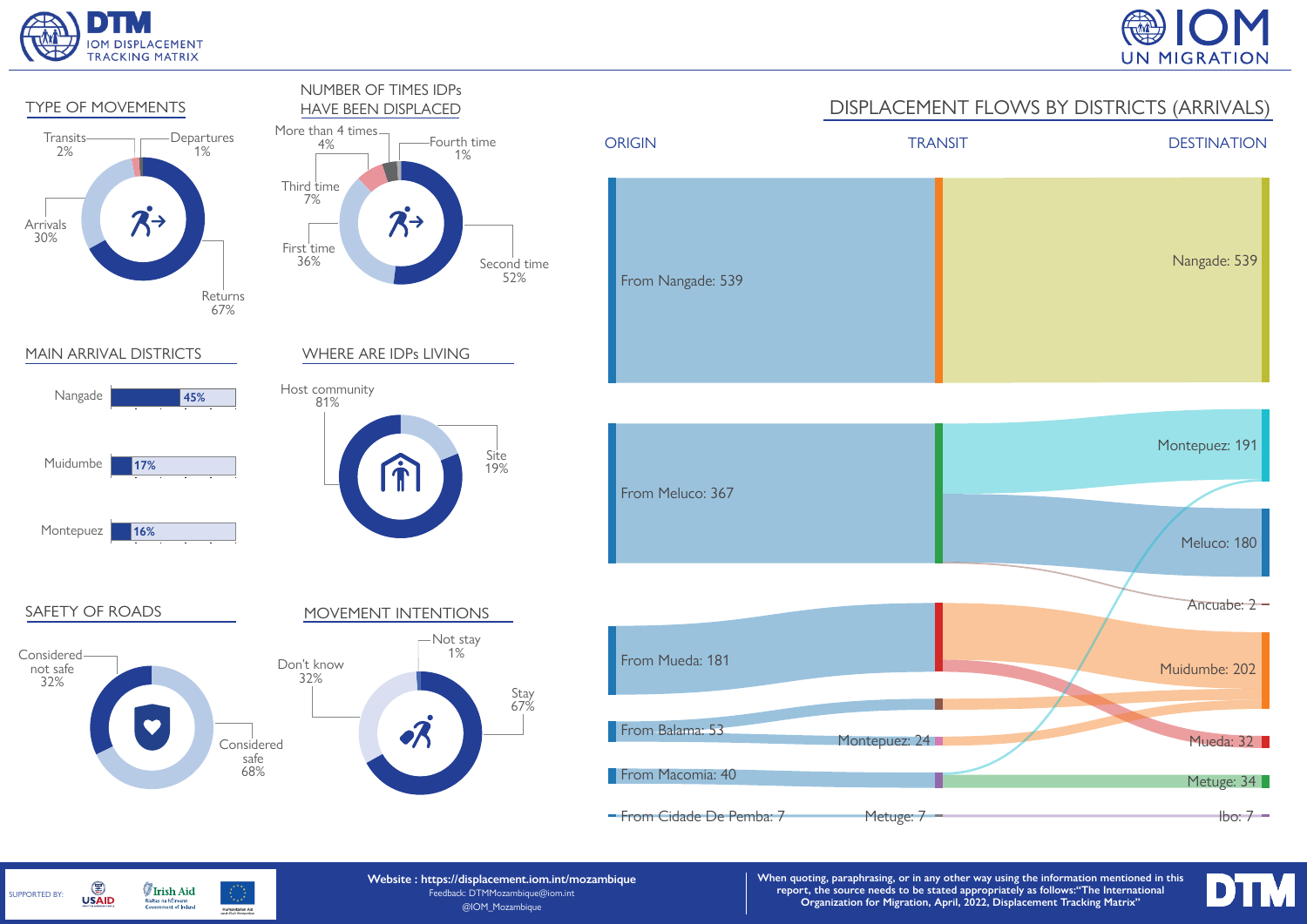## TYPE OF MOVEMENTS

- Transits 2%
- Departures 1%
- Arrivals 30%
- Returns 67%

## NUMBER OF TIMES IDPs HAVE BEEN DISPLACED

- More than 4 times 4%
- Fourth time 1%
- Third time 7%
- First time 36%
- Second time 52%

## DISPLACEMENT FLOWS BY DISTRICTS (ARRIVALS)

| ORIGIN | TRANSIT | DESTINATION |
|---|---|---|
| From Nangade: 539 | | Nangade: 539 |
| From Meluco: 367 | | Montepuez: 191 |
| | | Meluco: 180 |
| | | Ancuabe: 2 |
| From Mueda: 181 | | Muidumbe: 202 |
| From Balama: 53 | Montepuez: 24 | Mueda: 32 |
| From Macomia: 40 | | Metuge: 34 |
| From Cidade De Pemba: 7 | Metuge: 7 | Ibo: 7 |

## MAIN ARRIVAL DISTRICTS

| District | % |
|---|---|
| Nangade | 45% |
| Muidumbe | 17% |
| Montepuez | 16% |

## WHERE ARE IDPs LIVING

- Host community 81%
- Site 19%

## SAFETY OF ROADS

- Considered not safe 32%
- Considered safe 68%

## MOVEMENT INTENTIONS

- Not stay 1%
- Don't know 32%
- Stay 67%

SUPPORTED BY: USAID, Irish Aid, Humanitarian Aid and Civil Protection

**Website : https://displacement.iom.int/mozambique**
Feedback: DTMMozambique@iom.int
@IOM_Mozambique

**When quoting, paraphrasing, or in any other way using the information mentioned in this report, the source needs to be stated appropriately as follows:"The International Organization for Migration, April, 2022, Displacement Tracking Matrix"**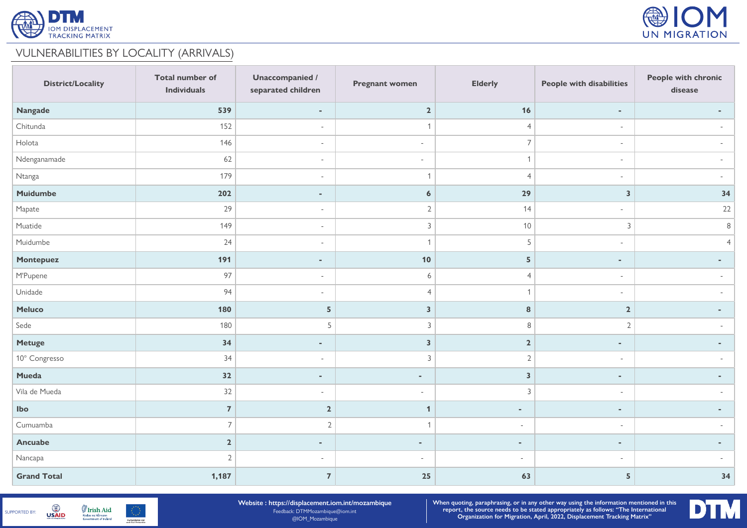## VULNERABILITIES BY LOCALITY (ARRIVALS)

| District/Locality | Total number of Individuals | Unaccompanied / separated children | Pregnant women | Elderly | People with disabilities | People with chronic disease |
|---|---|---|---|---|---|---|
| **Nangade** | **539** | **-** | **2** | **16** | **-** | **-** |
| Chitunda | 152 | - | 1 | 4 | - | - |
| Holota | 146 | - | - | 7 | - | - |
| Ndenganamade | 62 | - | - | 1 | - | - |
| Ntanga | 179 | - | 1 | 4 | - | - |
| **Muidumbe** | **202** | **-** | **6** | **29** | **3** | **34** |
| Mapate | 29 | - | 2 | 14 | - | 22 |
| Muatide | 149 | - | 3 | 10 | 3 | 8 |
| Muidumbe | 24 | - | 1 | 5 | - | 4 |
| **Montepuez** | **191** | **-** | **10** | **5** | **-** | **-** |
| M'Pupene | 97 | - | 6 | 4 | - | - |
| Unidade | 94 | - | 4 | 1 | - | - |
| **Meluco** | **180** | **5** | **3** | **8** | **2** | **-** |
| Sede | 180 | 5 | 3 | 8 | 2 | - |
| **Metuge** | **34** | **-** | **3** | **2** | **-** | **-** |
| 10° Congresso | 34 | - | 3 | 2 | - | - |
| **Mueda** | **32** | **-** | **-** | **3** | **-** | **-** |
| Vila de Mueda | 32 | - | - | 3 | - | - |
| **Ibo** | **7** | **2** | **1** | **-** | **-** | **-** |
| Cumuamba | 7 | 2 | 1 | - | - | - |
| **Ancuabe** | **2** | **-** | **-** | **-** | **-** | **-** |
| Nancapa | 2 | - | - | - | - | - |
| **Grand Total** | **1,187** | **7** | **25** | **63** | **5** | **34** |

SUPPORTED BY: USAID, Irish Aid, Humanitarian Aid and Civil Protection

**Website : https://displacement.iom.int/mozambique**
Feedback: DTMMozambique@iom.int
@IOM_Mozambique

**When quoting, paraphrasing, or in any other way using the information mentioned in this report, the source needs to be stated appropriately as follows: "The International Organization for Migration, April, 2022, Displacement Tracking Matrix"**